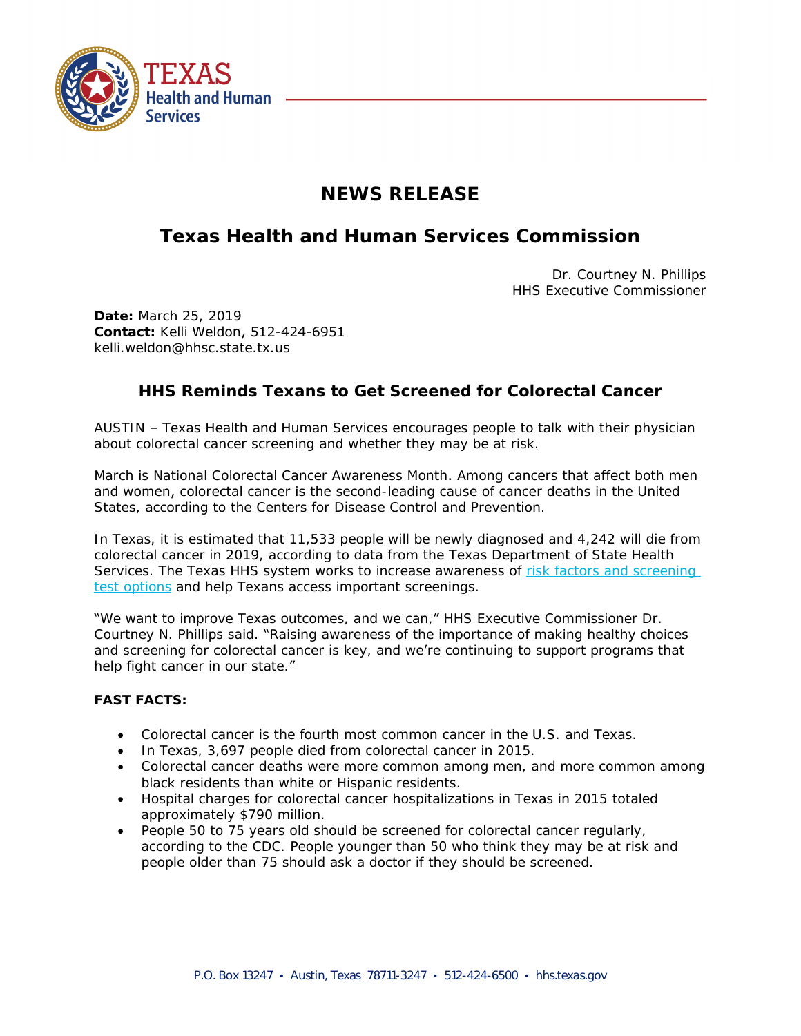TEXAS
Health and Human Services

# NEWS RELEASE

## Texas Health and Human Services Commission

Dr. Courtney N. Phillips
HHS Executive Commissioner

**Date:** March 25, 2019
**Contact:** Kelli Weldon, 512-424-6951
kelli.weldon@hhsc.state.tx.us

### HHS Reminds Texans to Get Screened for Colorectal Cancer

AUSTIN – Texas Health and Human Services encourages people to talk with their physician about colorectal cancer screening and whether they may be at risk.

March is National Colorectal Cancer Awareness Month. Among cancers that affect both men and women, colorectal cancer is the second-leading cause of cancer deaths in the United States, according to the Centers for Disease Control and Prevention.

In Texas, it is estimated that 11,533 people will be newly diagnosed and 4,242 will die from colorectal cancer in 2019, according to data from the Texas Department of State Health Services. The Texas HHS system works to increase awareness of risk factors and screening test options and help Texans access important screenings.

"We want to improve Texas outcomes, and we can," HHS Executive Commissioner Dr. Courtney N. Phillips said. "Raising awareness of the importance of making healthy choices and screening for colorectal cancer is key, and we're continuing to support programs that help fight cancer in our state."

**FAST FACTS:**

- Colorectal cancer is the fourth most common cancer in the U.S. and Texas.
- In Texas, 3,697 people died from colorectal cancer in 2015.
- Colorectal cancer deaths were more common among men, and more common among black residents than white or Hispanic residents.
- Hospital charges for colorectal cancer hospitalizations in Texas in 2015 totaled approximately $790 million.
- People 50 to 75 years old should be screened for colorectal cancer regularly, according to the CDC. People younger than 50 who think they may be at risk and people older than 75 should ask a doctor if they should be screened.

P.O. Box 13247 • Austin, Texas 78711-3247 • 512-424-6500 • hhs.texas.gov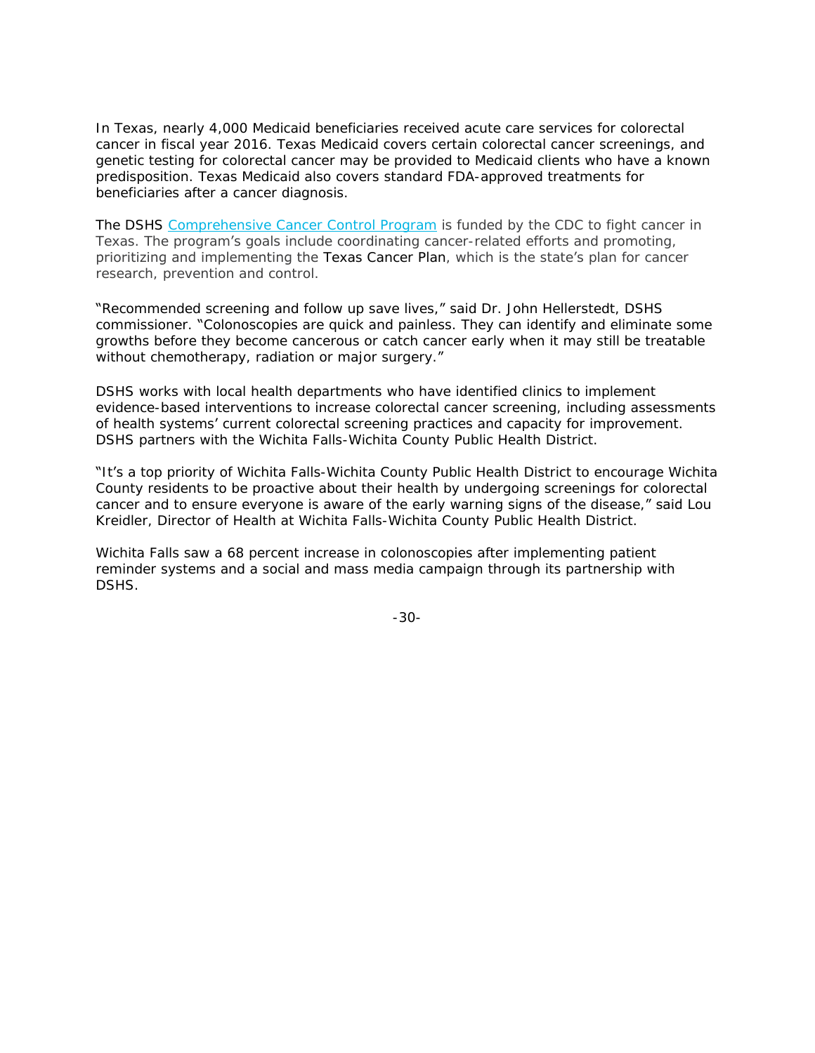In Texas, nearly 4,000 Medicaid beneficiaries received acute care services for colorectal cancer in fiscal year 2016. Texas Medicaid covers certain colorectal cancer screenings, and genetic testing for colorectal cancer may be provided to Medicaid clients who have a known predisposition. Texas Medicaid also covers standard FDA-approved treatments for beneficiaries after a cancer diagnosis.

The DSHS Comprehensive Cancer Control Program is funded by the CDC to fight cancer in Texas. The program's goals include coordinating cancer-related efforts and promoting, prioritizing and implementing the Texas Cancer Plan, which is the state's plan for cancer research, prevention and control.

"Recommended screening and follow up save lives," said Dr. John Hellerstedt, DSHS commissioner. "Colonoscopies are quick and painless. They can identify and eliminate some growths before they become cancerous or catch cancer early when it may still be treatable without chemotherapy, radiation or major surgery."

DSHS works with local health departments who have identified clinics to implement evidence-based interventions to increase colorectal cancer screening, including assessments of health systems' current colorectal screening practices and capacity for improvement. DSHS partners with the Wichita Falls-Wichita County Public Health District.

"It's a top priority of Wichita Falls-Wichita County Public Health District to encourage Wichita County residents to be proactive about their health by undergoing screenings for colorectal cancer and to ensure everyone is aware of the early warning signs of the disease," said Lou Kreidler, Director of Health at Wichita Falls-Wichita County Public Health District.

Wichita Falls saw a 68 percent increase in colonoscopies after implementing patient reminder systems and a social and mass media campaign through its partnership with DSHS.

-30-